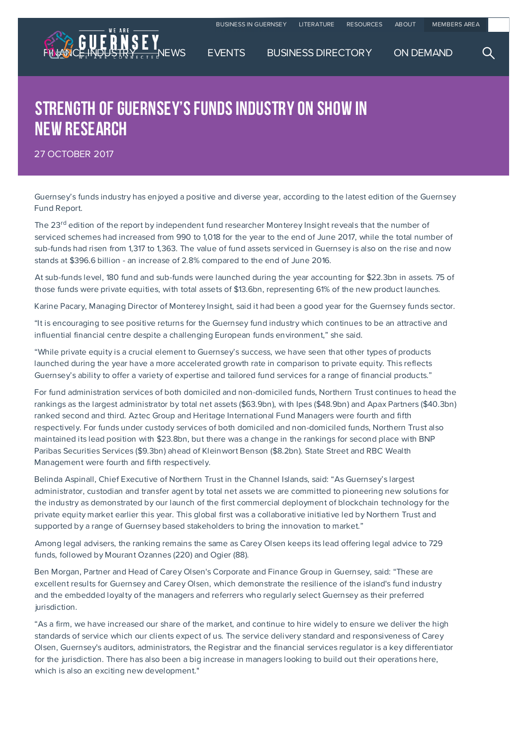# STRENGTH OF GUERNSEY'S FUNDS INDUSTRY ON SHOW IN NEW RESEARCH

27 OCTOBER 2017

Guernsey's funds industry has enjoyed a positive and diverse year, according to the latest edition of the Guernsey Fund Report.

The 23rd edition of the report by independent fund researcher Monterey Insight reveals that the number of serviced schemes had increased from 990 to 1,018 for the year to the end of June 2017, while the total number of sub-funds had risen from 1,317 to 1,363. The value of fund assets serviced in Guernsey is also on the rise and now stands at $396.6 billion - an increase of 2.8% compared to the end of June 2016.

At sub-funds level, 180 fund and sub-funds were launched during the year accounting for $22.3bn in assets. 75 of those funds were private equities, with total assets of $13.6bn, representing 61% of the new product launches.

Karine Pacary, Managing Director of Monterey Insight, said it had been a good year for the Guernsey funds sector.

"It is encouraging to see positive returns for the Guernsey fund industry which continues to be an attractive and influential financial centre despite a challenging European funds environment," she said.

"While private equity is a crucial element to Guernsey's success, we have seen that other types of products launched during the year have a more accelerated growth rate in comparison to private equity. This reflects Guernsey's ability to offer a variety of expertise and tailored fund services for a range of financial products."

For fund administration services of both domiciled and non-domiciled funds, Northern Trust continues to head the rankings as the largest administrator by total net assets ($63.9bn), with Ipes ($48.9bn) and Apax Partners ($40.3bn) ranked second and third. Aztec Group and Heritage International Fund Managers were fourth and fifth respectively. For funds under custody services of both domiciled and non-domiciled funds, Northern Trust also maintained its lead position with $23.8bn, but there was a change in the rankings for second place with BNP Paribas Securities Services ($9.3bn) ahead of Kleinwort Benson ($8.2bn). State Street and RBC Wealth Management were fourth and fifth respectively.

Belinda Aspinall, Chief Executive of Northern Trust in the Channel Islands, said: "As Guernsey's largest administrator, custodian and transfer agent by total net assets we are committed to pioneering new solutions for the industry as demonstrated by our launch of the first commercial deployment of blockchain technology for the private equity market earlier this year. This global first was a collaborative initiative led by Northern Trust and supported by a range of Guernsey based stakeholders to bring the innovation to market."

Among legal advisers, the ranking remains the same as Carey Olsen keeps its lead offering legal advice to 729 funds, followed by Mourant Ozannes (220) and Ogier (88).

Ben Morgan, Partner and Head of Carey Olsen's Corporate and Finance Group in Guernsey, said: "These are excellent results for Guernsey and Carey Olsen, which demonstrate the resilience of the island's fund industry and the embedded loyalty of the managers and referrers who regularly select Guernsey as their preferred jurisdiction.

"As a firm, we have increased our share of the market, and continue to hire widely to ensure we deliver the high standards of service which our clients expect of us. The service delivery standard and responsiveness of Carey Olsen, Guernsey's auditors, administrators, the Registrar and the financial services regulator is a key differentiator for the jurisdiction. There has also been a big increase in managers looking to build out their operations here, which is also an exciting new development."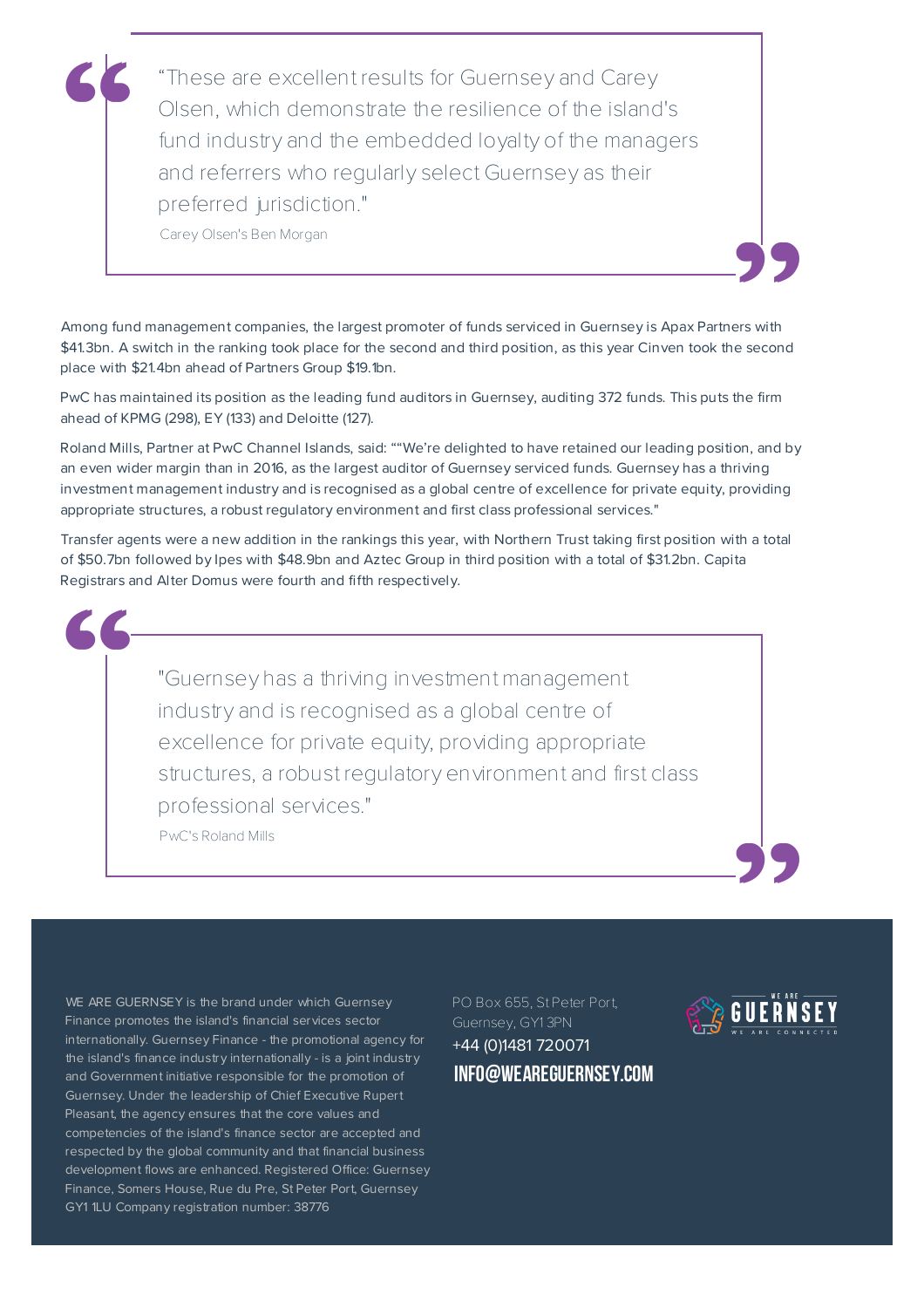> "These are excellent results for Guernsey and Carey Olsen, which demonstrate the resilience of the island's fund industry and the embedded loyalty of the managers and referrers who regularly select Guernsey as their preferred jurisdiction."
>
> Carey Olsen's Ben Morgan

Among fund management companies, the largest promoter of funds serviced in Guernsey is Apax Partners with $41.3bn. A switch in the ranking took place for the second and third position, as this year Cinven took the second place with $21.4bn ahead of Partners Group $19.1bn.

PwC has maintained its position as the leading fund auditors in Guernsey, auditing 372 funds. This puts the firm ahead of KPMG (298), EY (133) and Deloitte (127).

Roland Mills, Partner at PwC Channel Islands, said: ""We're delighted to have retained our leading position, and by an even wider margin than in 2016, as the largest auditor of Guernsey serviced funds. Guernsey has a thriving investment management industry and is recognised as a global centre of excellence for private equity, providing appropriate structures, a robust regulatory environment and first class professional services."

Transfer agents were a new addition in the rankings this year, with Northern Trust taking first position with a total of $50.7bn followed by Ipes with $48.9bn and Aztec Group in third position with a total of $31.2bn. Capita Registrars and Alter Domus were fourth and fifth respectively.

> "Guernsey has a thriving investment management industry and is recognised as a global centre of excellence for private equity, providing appropriate structures, a robust regulatory environment and first class professional services."
>
> PwC's Roland Mills

WE ARE GUERNSEY is the brand under which Guernsey Finance promotes the island's financial services sector internationally. Guernsey Finance - the promotional agency for the island's finance industry internationally - is a joint industry and Government initiative responsible for the promotion of Guernsey. Under the leadership of Chief Executive Rupert Pleasant, the agency ensures that the core values and competencies of the island's finance sector are accepted and respected by the global community and that financial business development flows are enhanced. Registered Office: Guernsey Finance, Somers House, Rue du Pre, St Peter Port, Guernsey GY1 1LU Company registration number: 38776

PO Box 655, St Peter Port, Guernsey, GY1 3PN

+44 (0)1481 720071

**INFO@WEAREGUERNSEY.COM**

WE ARE GUERNSEY
WE ARE CONNECTED